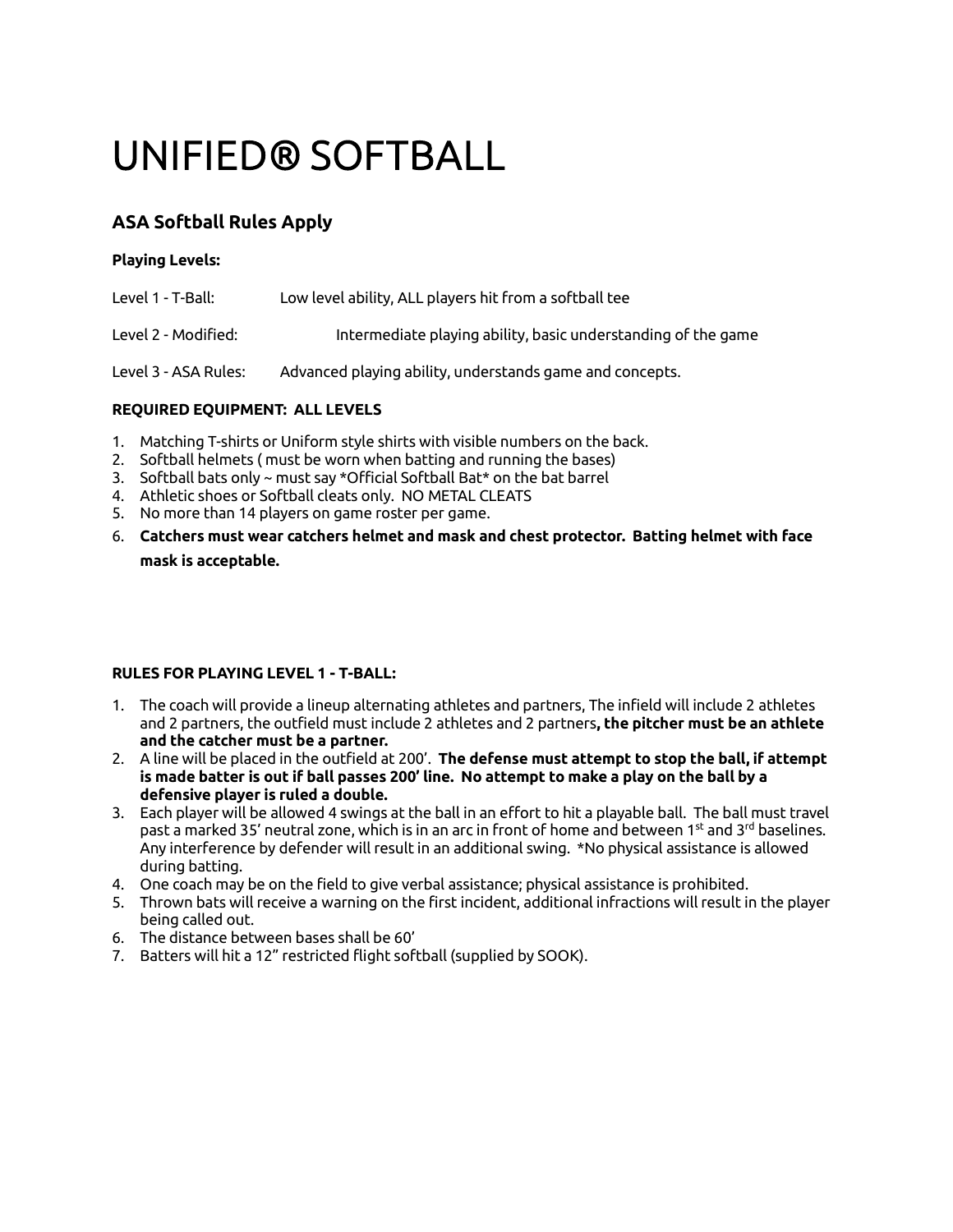# UNIFIED® SOFTBALL

## ASA Softball Rules Apply

**Playing Levels:**

Level 1 - T-Ball: Low level ability, ALL players hit from a softball tee

Level 2 - Modified: Intermediate playing ability, basic understanding of the game

Level 3 - ASA Rules: Advanced playing ability, understands game and concepts.

**REQUIRED EQUIPMENT: ALL LEVELS**

1. Matching T-shirts or Uniform style shirts with visible numbers on the back.
2. Softball helmets ( must be worn when batting and running the bases)
3. Softball bats only ~ must say *Official Softball Bat* on the bat barrel
4. Athletic shoes or Softball cleats only. NO METAL CLEATS
5. No more than 14 players on game roster per game.
6. **Catchers must wear catchers helmet and mask and chest protector. Batting helmet with face mask is acceptable.**

**RULES FOR PLAYING LEVEL 1 - T-BALL:**

1. The coach will provide a lineup alternating athletes and partners, The infield will include 2 athletes and 2 partners, the outfield must include 2 athletes and 2 partners**, the pitcher must be an athlete and the catcher must be a partner.**
2. A line will be placed in the outfield at 200'. **The defense must attempt to stop the ball, if attempt is made batter is out if ball passes 200' line. No attempt to make a play on the ball by a defensive player is ruled a double.**
3. Each player will be allowed 4 swings at the ball in an effort to hit a playable ball. The ball must travel past a marked 35' neutral zone, which is in an arc in front of home and between 1st and 3rd baselines. Any interference by defender will result in an additional swing. *No physical assistance is allowed during batting.
4. One coach may be on the field to give verbal assistance; physical assistance is prohibited.
5. Thrown bats will receive a warning on the first incident, additional infractions will result in the player being called out.
6. The distance between bases shall be 60'
7. Batters will hit a 12" restricted flight softball (supplied by SOOK).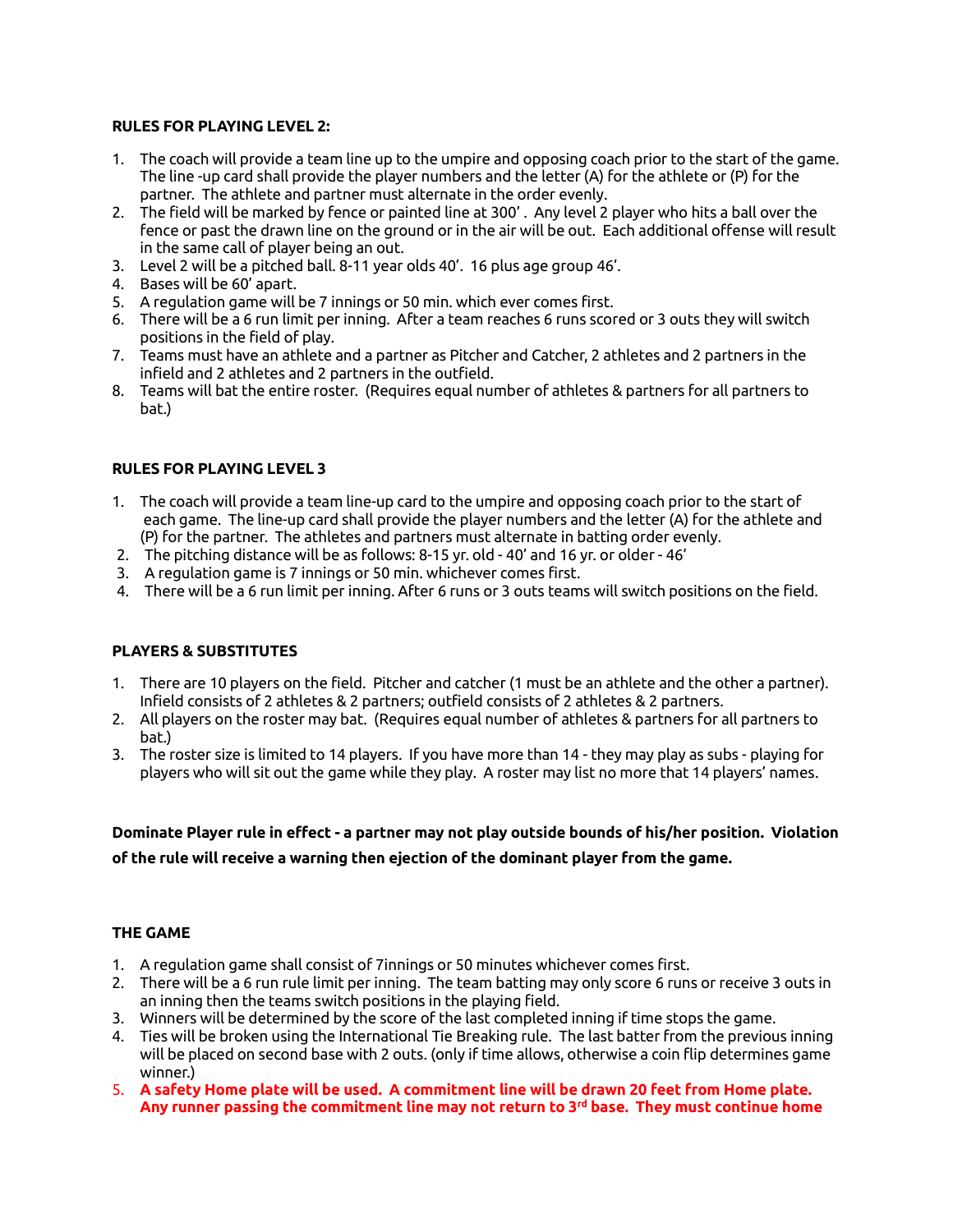**RULES FOR PLAYING LEVEL 2:**

1. The coach will provide a team line up to the umpire and opposing coach prior to the start of the game. The line -up card shall provide the player numbers and the letter (A) for the athlete or (P) for the partner. The athlete and partner must alternate in the order evenly.
2. The field will be marked by fence or painted line at 300' . Any level 2 player who hits a ball over the fence or past the drawn line on the ground or in the air will be out. Each additional offense will result in the same call of player being an out.
3. Level 2 will be a pitched ball. 8-11 year olds 40'. 16 plus age group 46'.
4. Bases will be 60' apart.
5. A regulation game will be 7 innings or 50 min. which ever comes first.
6. There will be a 6 run limit per inning. After a team reaches 6 runs scored or 3 outs they will switch positions in the field of play.
7. Teams must have an athlete and a partner as Pitcher and Catcher, 2 athletes and 2 partners in the infield and 2 athletes and 2 partners in the outfield.
8. Teams will bat the entire roster. (Requires equal number of athletes & partners for all partners to bat.)

**RULES FOR PLAYING LEVEL 3**

1. The coach will provide a team line-up card to the umpire and opposing coach prior to the start of each game. The line-up card shall provide the player numbers and the letter (A) for the athlete and (P) for the partner. The athletes and partners must alternate in batting order evenly.
2. The pitching distance will be as follows: 8-15 yr. old - 40' and 16 yr. or older - 46'
3. A regulation game is 7 innings or 50 min. whichever comes first.
4. There will be a 6 run limit per inning. After 6 runs or 3 outs teams will switch positions on the field.

**PLAYERS & SUBSTITUTES**

1. There are 10 players on the field. Pitcher and catcher (1 must be an athlete and the other a partner). Infield consists of 2 athletes & 2 partners; outfield consists of 2 athletes & 2 partners.
2. All players on the roster may bat. (Requires equal number of athletes & partners for all partners to bat.)
3. The roster size is limited to 14 players. If you have more than 14 - they may play as subs - playing for players who will sit out the game while they play. A roster may list no more that 14 players' names.

**Dominate Player rule in effect - a partner may not play outside bounds of his/her position. Violation of the rule will receive a warning then ejection of the dominant player from the game.**

**THE GAME**

1. A regulation game shall consist of 7innings or 50 minutes whichever comes first.
2. There will be a 6 run rule limit per inning. The team batting may only score 6 runs or receive 3 outs in an inning then the teams switch positions in the playing field.
3. Winners will be determined by the score of the last completed inning if time stops the game.
4. Ties will be broken using the International Tie Breaking rule. The last batter from the previous inning will be placed on second base with 2 outs. (only if time allows, otherwise a coin flip determines game winner.)
5. **A safety Home plate will be used. A commitment line will be drawn 20 feet from Home plate. Any runner passing the commitment line may not return to 3rd base. They must continue home**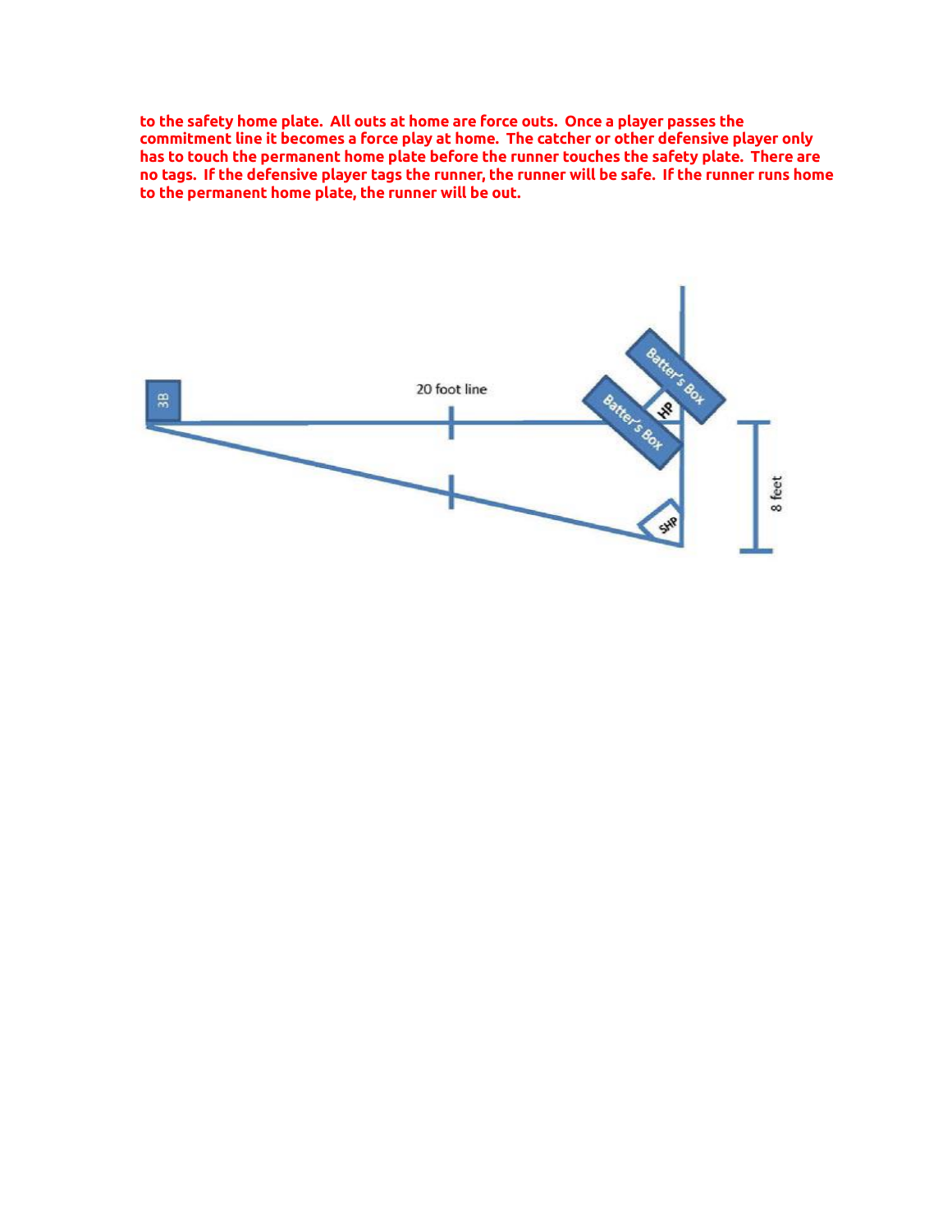**to the safety home plate. All outs at home are force outs. Once a player passes the commitment line it becomes a force play at home. The catcher or other defensive player only has to touch the permanent home plate before the runner touches the safety plate. There are no tags. If the defensive player tags the runner, the runner will be safe. If the runner runs home to the permanent home plate, the runner will be out.**

3B

20 foot line

Batter's Box

Batter's Box

HP

SHP

8 feet